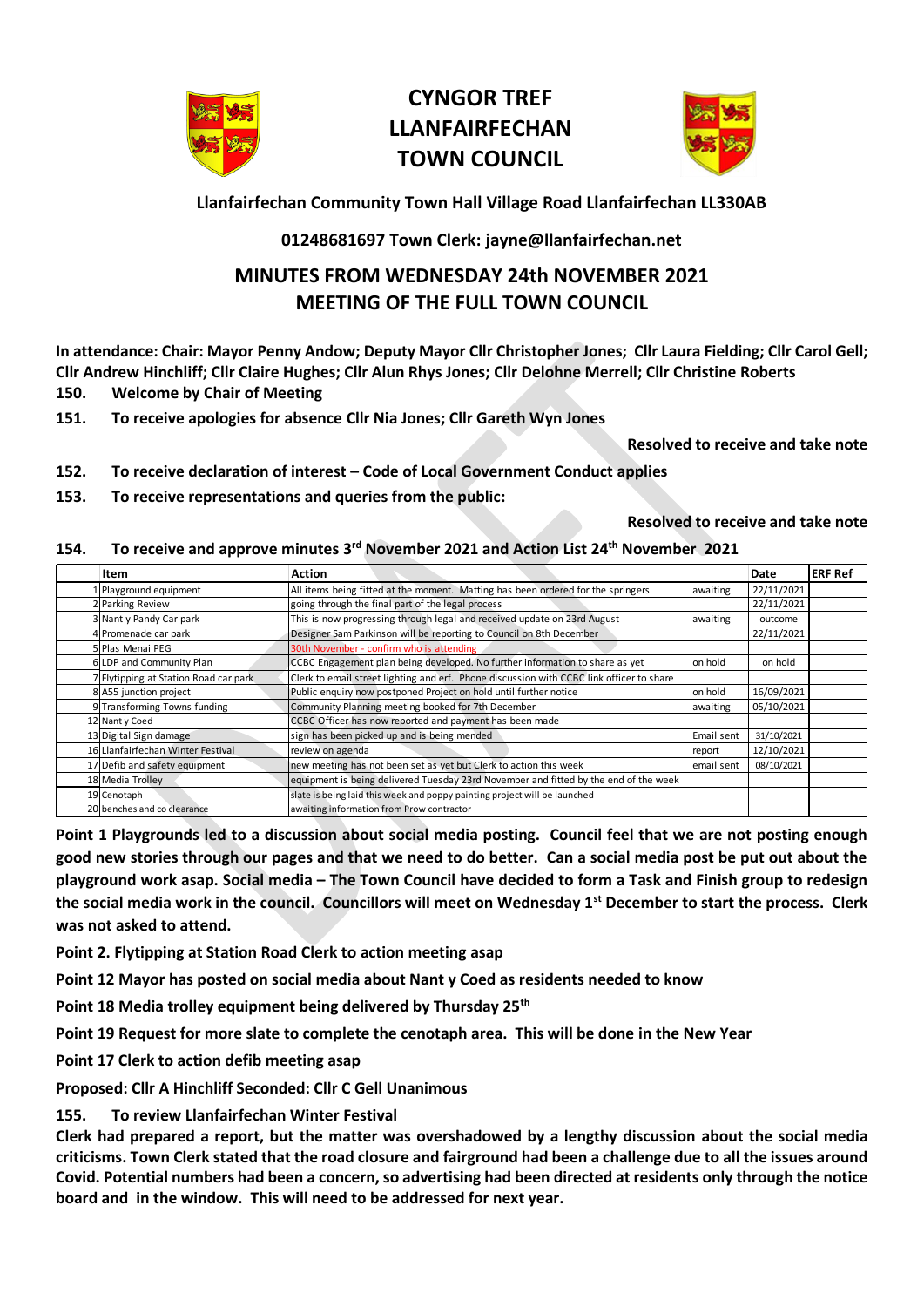# CYNGOR TREF LLANFAIRFECHAN TOWN COUNCIL

**Llanfairfechan Community Town Hall Village Road Llanfairfechan LL330AB**

**01248681697 Town Clerk: jayne@llanfairfechan.net**

## MINUTES FROM WEDNESDAY 24th NOVEMBER 2021 MEETING OF THE FULL TOWN COUNCIL

**In attendance: Chair: Mayor Penny Andow; Deputy Mayor Cllr Christopher Jones; Cllr Laura Fielding; Cllr Carol Gell; Cllr Andrew Hinchliff; Cllr Claire Hughes; Cllr Alun Rhys Jones; Cllr Delohne Merrell; Cllr Christine Roberts**

**150. Welcome by Chair of Meeting**

**151. To receive apologies for absence Cllr Nia Jones; Cllr Gareth Wyn Jones**

**Resolved to receive and take note**

**152. To receive declaration of interest – Code of Local Government Conduct applies**

**153. To receive representations and queries from the public:**

**Resolved to receive and take note**

**154. To receive and approve minutes 3rd November 2021 and Action List 24th November 2021**

| | Item | Action | | Date | ERF Ref |
|---|---|---|---|---|---|
| 1 | Playground equipment | All items being fitted at the moment. Matting has been ordered for the springers | awaiting | 22/11/2021 | |
| 2 | Parking Review | going through the final part of the legal process | | 22/11/2021 | |
| 3 | Nant y Pandy Car park | This is now progressing through legal and received update on 23rd August | awaiting | outcome | |
| 4 | Promenade car park | Designer Sam Parkinson will be reporting to Council on 8th December | | 22/11/2021 | |
| 5 | Plas Menai PEG | 30th November - confirm who is attending | | | |
| 6 | LDP and Community Plan | CCBC Engagement plan being developed. No further information to share as yet | on hold | on hold | |
| 7 | Flytipping at Station Road car park | Clerk to email street lighting and erf. Phone discussion with CCBC link officer to share | | | |
| 8 | A55 junction project | Public enquiry now postponed Project on hold until further notice | on hold | 16/09/2021 | |
| 9 | Transforming Towns funding | Community Planning meeting booked for 7th December | awaiting | 05/10/2021 | |
| 12 | Nant y Coed | CCBC Officer has now reported and payment has been made | | | |
| 13 | Digital Sign damage | sign has been picked up and is being mended | Email sent | 31/10/2021 | |
| 16 | Llanfairfechan Winter Festival | review on agenda | report | 12/10/2021 | |
| 17 | Defib and safety equipment | new meeting has not been set as yet but Clerk to action this week | email sent | 08/10/2021 | |
| 18 | Media Trolley | equipment is being delivered Tuesday 23rd November and fitted by the end of the week | | | |
| 19 | Cenotaph | slate is being laid this week and poppy painting project will be launched | | | |
| 20 | benches and co clearance | awaiting information from Prow contractor | | | |

**Point 1 Playgrounds led to a discussion about social media posting. Council feel that we are not posting enough good new stories through our pages and that we need to do better. Can a social media post be put out about the playground work asap. Social media – The Town Council have decided to form a Task and Finish group to redesign the social media work in the council. Councillors will meet on Wednesday 1st December to start the process. Clerk was not asked to attend.**

**Point 2. Flytipping at Station Road Clerk to action meeting asap**

**Point 12 Mayor has posted on social media about Nant y Coed as residents needed to know**

**Point 18 Media trolley equipment being delivered by Thursday 25th**

**Point 19 Request for more slate to complete the cenotaph area. This will be done in the New Year**

**Point 17 Clerk to action defib meeting asap**

**Proposed: Cllr A Hinchliff Seconded: Cllr C Gell Unanimous**

**155. To review Llanfairfechan Winter Festival**

**Clerk had prepared a report, but the matter was overshadowed by a lengthy discussion about the social media criticisms. Town Clerk stated that the road closure and fairground had been a challenge due to all the issues around Covid. Potential numbers had been a concern, so advertising had been directed at residents only through the notice board and in the window. This will need to be addressed for next year.**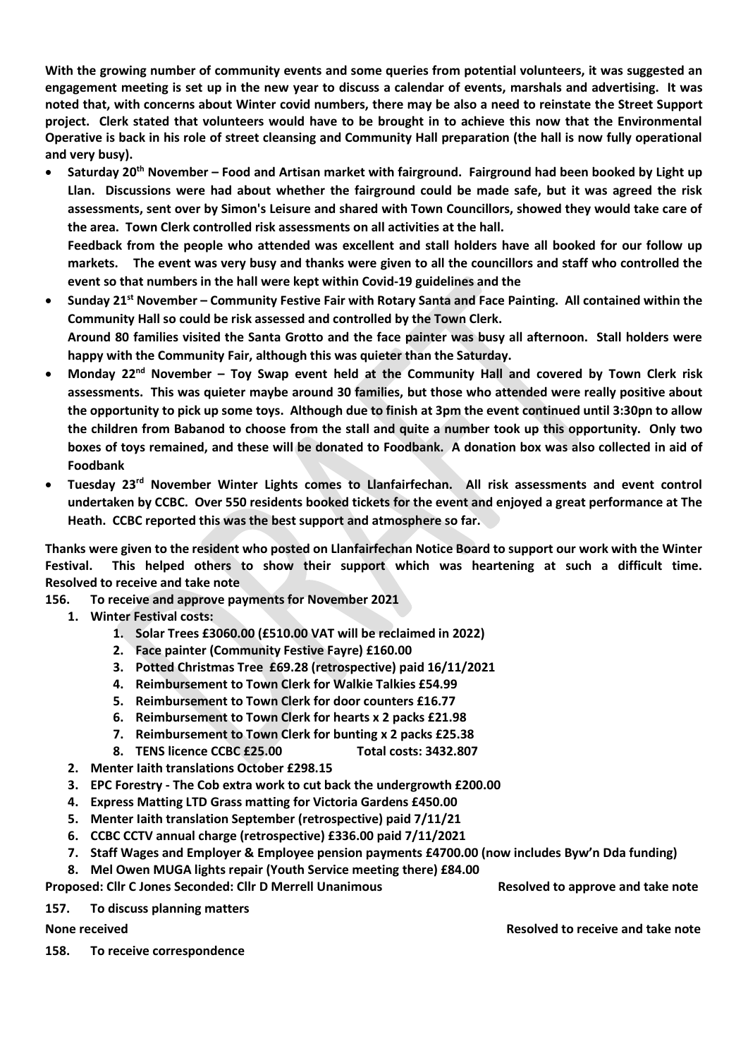**With the growing number of community events and some queries from potential volunteers, it was suggested an engagement meeting is set up in the new year to discuss a calendar of events, marshals and advertising. It was noted that, with concerns about Winter covid numbers, there may be also a need to reinstate the Street Support project. Clerk stated that volunteers would have to be brought in to achieve this now that the Environmental Operative is back in his role of street cleansing and Community Hall preparation (the hall is now fully operational and very busy).**

- **Saturday 20th November – Food and Artisan market with fairground. Fairground had been booked by Light up Llan. Discussions were had about whether the fairground could be made safe, but it was agreed the risk assessments, sent over by Simon's Leisure and shared with Town Councillors, showed they would take care of the area. Town Clerk controlled risk assessments on all activities at the hall.**
  **Feedback from the people who attended was excellent and stall holders have all booked for our follow up markets. The event was very busy and thanks were given to all the councillors and staff who controlled the event so that numbers in the hall were kept within Covid-19 guidelines and the**
- **Sunday 21st November – Community Festive Fair with Rotary Santa and Face Painting. All contained within the Community Hall so could be risk assessed and controlled by the Town Clerk.**
  **Around 80 families visited the Santa Grotto and the face painter was busy all afternoon. Stall holders were happy with the Community Fair, although this was quieter than the Saturday.**
- **Monday 22nd November – Toy Swap event held at the Community Hall and covered by Town Clerk risk assessments. This was quieter maybe around 30 families, but those who attended were really positive about the opportunity to pick up some toys. Although due to finish at 3pm the event continued until 3:30pn to allow the children from Babanod to choose from the stall and quite a number took up this opportunity. Only two boxes of toys remained, and these will be donated to Foodbank. A donation box was also collected in aid of Foodbank**
- **Tuesday 23rd November Winter Lights comes to Llanfairfechan. All risk assessments and event control undertaken by CCBC. Over 550 residents booked tickets for the event and enjoyed a great performance at The Heath. CCBC reported this was the best support and atmosphere so far.**

**Thanks were given to the resident who posted on Llanfairfechan Notice Board to support our work with the Winter Festival. This helped others to show their support which was heartening at such a difficult time.**
**Resolved to receive and take note**

**156. To receive and approve payments for November 2021**

1. **Winter Festival costs:**
   1. **Solar Trees £3060.00 (£510.00 VAT will be reclaimed in 2022)**
   2. **Face painter (Community Festive Fayre) £160.00**
   3. **Potted Christmas Tree £69.28 (retrospective) paid 16/11/2021**
   4. **Reimbursement to Town Clerk for Walkie Talkies £54.99**
   5. **Reimbursement to Town Clerk for door counters £16.77**
   6. **Reimbursement to Town Clerk for hearts x 2 packs £21.98**
   7. **Reimbursement to Town Clerk for bunting x 2 packs £25.38**
   8. **TENS licence CCBC £25.00 Total costs: 3432.807**
2. **Menter Iaith translations October £298.15**
3. **EPC Forestry - The Cob extra work to cut back the undergrowth £200.00**
4. **Express Matting LTD Grass matting for Victoria Gardens £450.00**
5. **Menter Iaith translation September (retrospective) paid 7/11/21**
6. **CCBC CCTV annual charge (retrospective) £336.00 paid 7/11/2021**
7. **Staff Wages and Employer & Employee pension payments £4700.00 (now includes Byw'n Dda funding)**
8. **Mel Owen MUGA lights repair (Youth Service meeting there) £84.00**

**Proposed: Cllr C Jones Seconded: Cllr D Merrell Unanimous** **Resolved to approve and take note**

**157. To discuss planning matters**

**None received** **Resolved to receive and take note**

**158. To receive correspondence**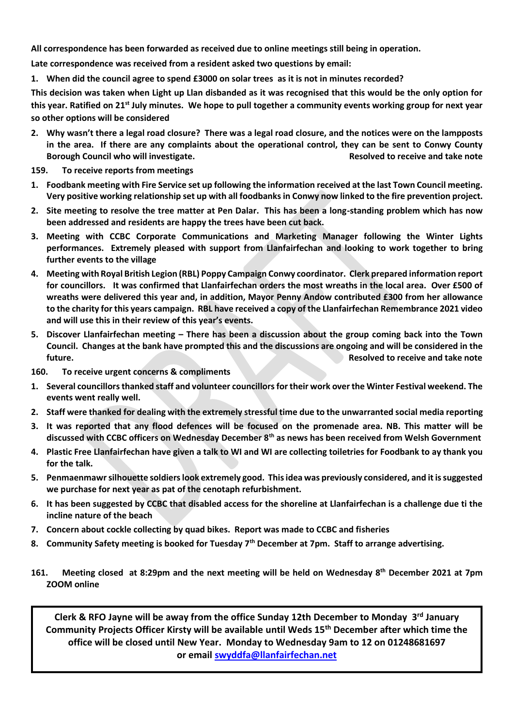**All correspondence has been forwarded as received due to online meetings still being in operation.**

**Late correspondence was received from a resident asked two questions by email:**

1. **When did the council agree to spend £3000 on solar trees as it is not in minutes recorded?**

**This decision was taken when Light up Llan disbanded as it was recognised that this would be the only option for this year. Ratified on 21st July minutes. We hope to pull together a community events working group for next year so other options will be considered**

2. **Why wasn't there a legal road closure? There was a legal road closure, and the notices were on the lampposts in the area. If there are any complaints about the operational control, they can be sent to Conwy County Borough Council who will investigate.** **Resolved to receive and take note**

**159. To receive reports from meetings**

1. **Foodbank meeting with Fire Service set up following the information received at the last Town Council meeting. Very positive working relationship set up with all foodbanks in Conwy now linked to the fire prevention project.**
2. **Site meeting to resolve the tree matter at Pen Dalar. This has been a long-standing problem which has now been addressed and residents are happy the trees have been cut back.**
3. **Meeting with CCBC Corporate Communications and Marketing Manager following the Winter Lights performances. Extremely pleased with support from Llanfairfechan and looking to work together to bring further events to the village**
4. **Meeting with Royal British Legion (RBL) Poppy Campaign Conwy coordinator. Clerk prepared information report for councillors. It was confirmed that Llanfairfechan orders the most wreaths in the local area. Over £500 of wreaths were delivered this year and, in addition, Mayor Penny Andow contributed £300 from her allowance to the charity for this years campaign. RBL have received a copy of the Llanfairfechan Remembrance 2021 video and will use this in their review of this year's events.**
5. **Discover Llanfairfechan meeting – There has been a discussion about the group coming back into the Town Council. Changes at the bank have prompted this and the discussions are ongoing and will be considered in the future.** **Resolved to receive and take note**

**160. To receive urgent concerns & compliments**

1. **Several councillors thanked staff and volunteer councillors for their work over the Winter Festival weekend. The events went really well.**
2. **Staff were thanked for dealing with the extremely stressful time due to the unwarranted social media reporting**
3. **It was reported that any flood defences will be focused on the promenade area. NB. This matter will be discussed with CCBC officers on Wednesday December 8th as news has been received from Welsh Government**
4. **Plastic Free Llanfairfechan have given a talk to WI and WI are collecting toiletries for Foodbank to ay thank you for the talk.**
5. **Penmaenmawr silhouette soldiers look extremely good. This idea was previously considered, and it is suggested we purchase for next year as pat of the cenotaph refurbishment.**
6. **It has been suggested by CCBC that disabled access for the shoreline at Llanfairfechan is a challenge due ti the incline nature of the beach**
7. **Concern about cockle collecting by quad bikes. Report was made to CCBC and fisheries**
8. **Community Safety meeting is booked for Tuesday 7th December at 7pm. Staff to arrange advertising.**

**161. Meeting closed at 8:29pm and the next meeting will be held on Wednesday 8th December 2021 at 7pm ZOOM online**

**Clerk & RFO Jayne will be away from the office Sunday 12th December to Monday 3rd January Community Projects Officer Kirsty will be available until Weds 15th December after which time the office will be closed until New Year. Monday to Wednesday 9am to 12 on 01248681697 or email [swyddfa@llanfairfechan.net](mailto:swyddfa@llanfairfechan.net)**